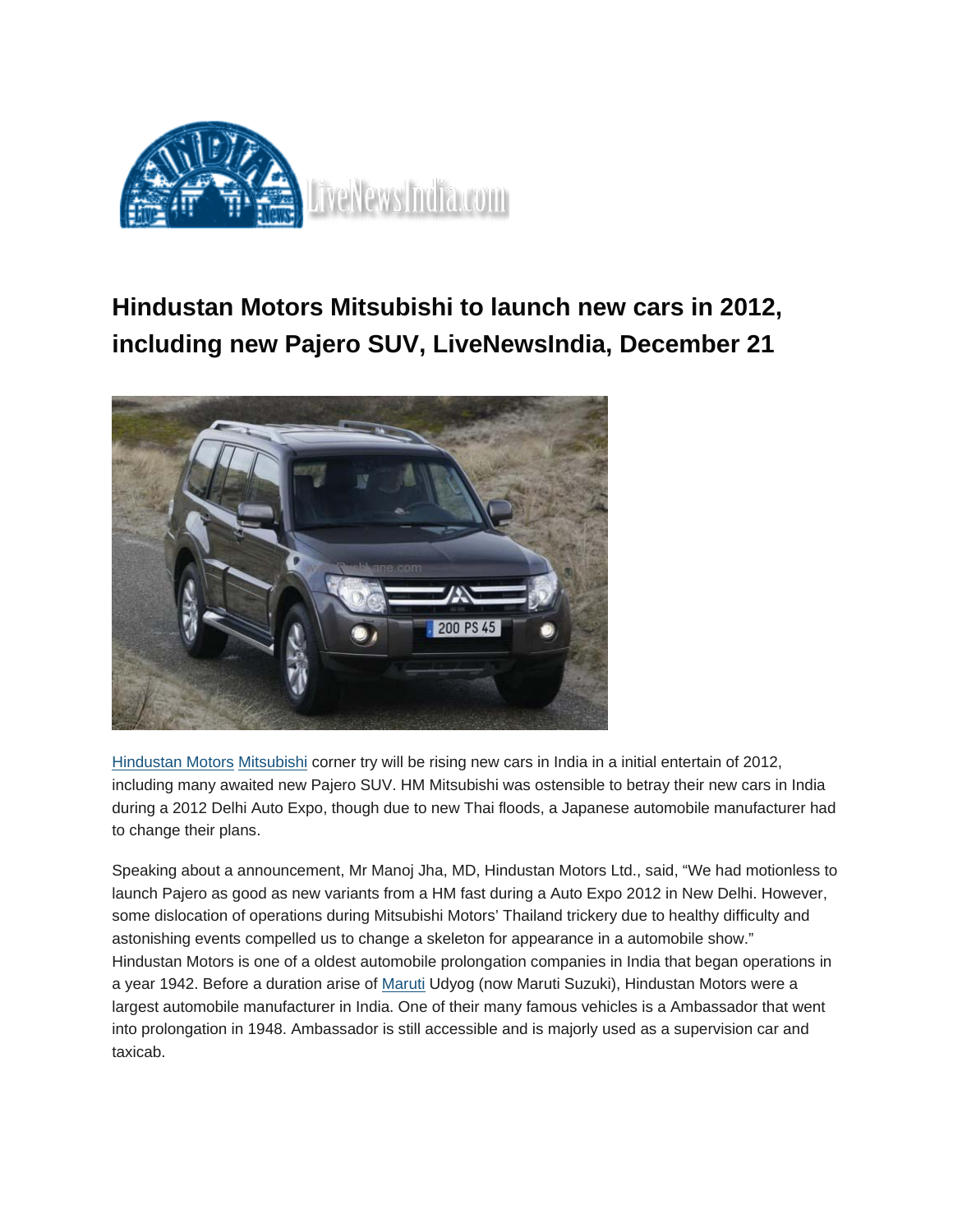# Hindustan Motors Mitsubishi to launch new cars in 2012, including new Pajero SUV, LiveNewsIndia, December 21

Hindustan Motors Mitsubishi corner try will be rising new cars in India in a initial entertain of 2012, including many awaited new Pajero SUV. HM Mitsubishi was ostensible to betray their new cars in India during a 2012 Delhi Auto Expo, though due to new Thai floods, a Japanese automobile manufacturer had to change their plans.

Speaking about a announcement, Mr Manoj Jha, MD, Hindustan Motors Ltd., said, "We had motionless to launch Pajero as good as new variants from a HM fast during a Auto Expo 2012 in New Delhi. However, some dislocation of operations during Mitsubishi Motors' Thailand trickery due to healthy difficulty and astonishing events compelled us to change a skeleton for appearance in a automobile show."
Hindustan Motors is one of a oldest automobile prolongation companies in India that began operations in a year 1942. Before a duration arise of Maruti Udyog (now Maruti Suzuki), Hindustan Motors were a largest automobile manufacturer in India. One of their many famous vehicles is a Ambassador that went into prolongation in 1948. Ambassador is still accessible and is majorly used as a supervision car and taxicab.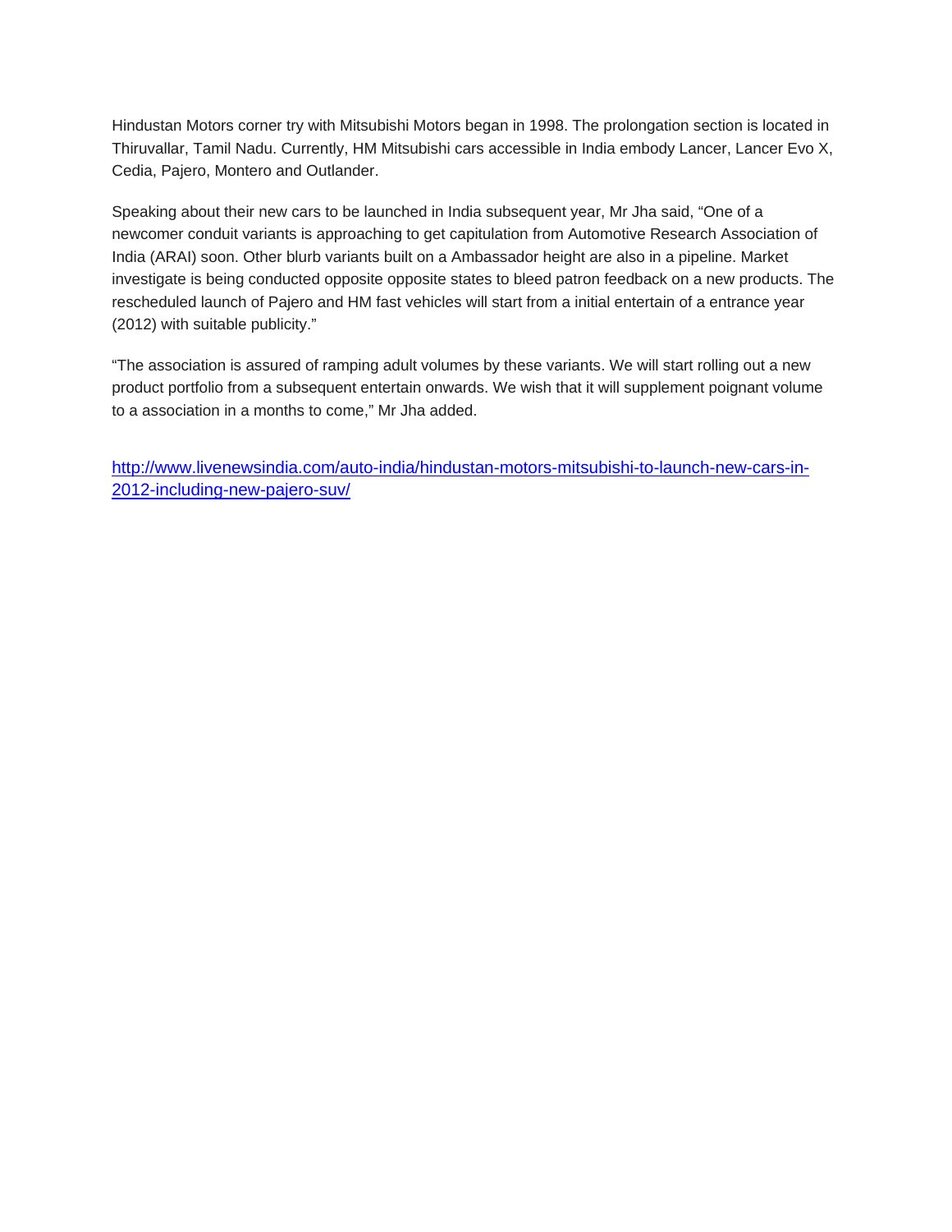Hindustan Motors corner try with Mitsubishi Motors began in 1998. The prolongation section is located in Thiruvallar, Tamil Nadu. Currently, HM Mitsubishi cars accessible in India embody Lancer, Lancer Evo X, Cedia, Pajero, Montero and Outlander.

Speaking about their new cars to be launched in India subsequent year, Mr Jha said, "One of a newcomer conduit variants is approaching to get capitulation from Automotive Research Association of India (ARAI) soon. Other blurb variants built on a Ambassador height are also in a pipeline. Market investigate is being conducted opposite opposite states to bleed patron feedback on a new products. The rescheduled launch of Pajero and HM fast vehicles will start from a initial entertain of a entrance year (2012) with suitable publicity."

"The association is assured of ramping adult volumes by these variants. We will start rolling out a new product portfolio from a subsequent entertain onwards. We wish that it will supplement poignant volume to a association in a months to come," Mr Jha added.

[http://www.livenewsindia.com/auto-india/hindustan-motors-mitsubishi-to-launch-new-cars-in-2012-including-new-pajero-suv/](http://www.livenewsindia.com/auto-india/hindustan-motors-mitsubishi-to-launch-new-cars-in-2012-including-new-pajero-suv/)